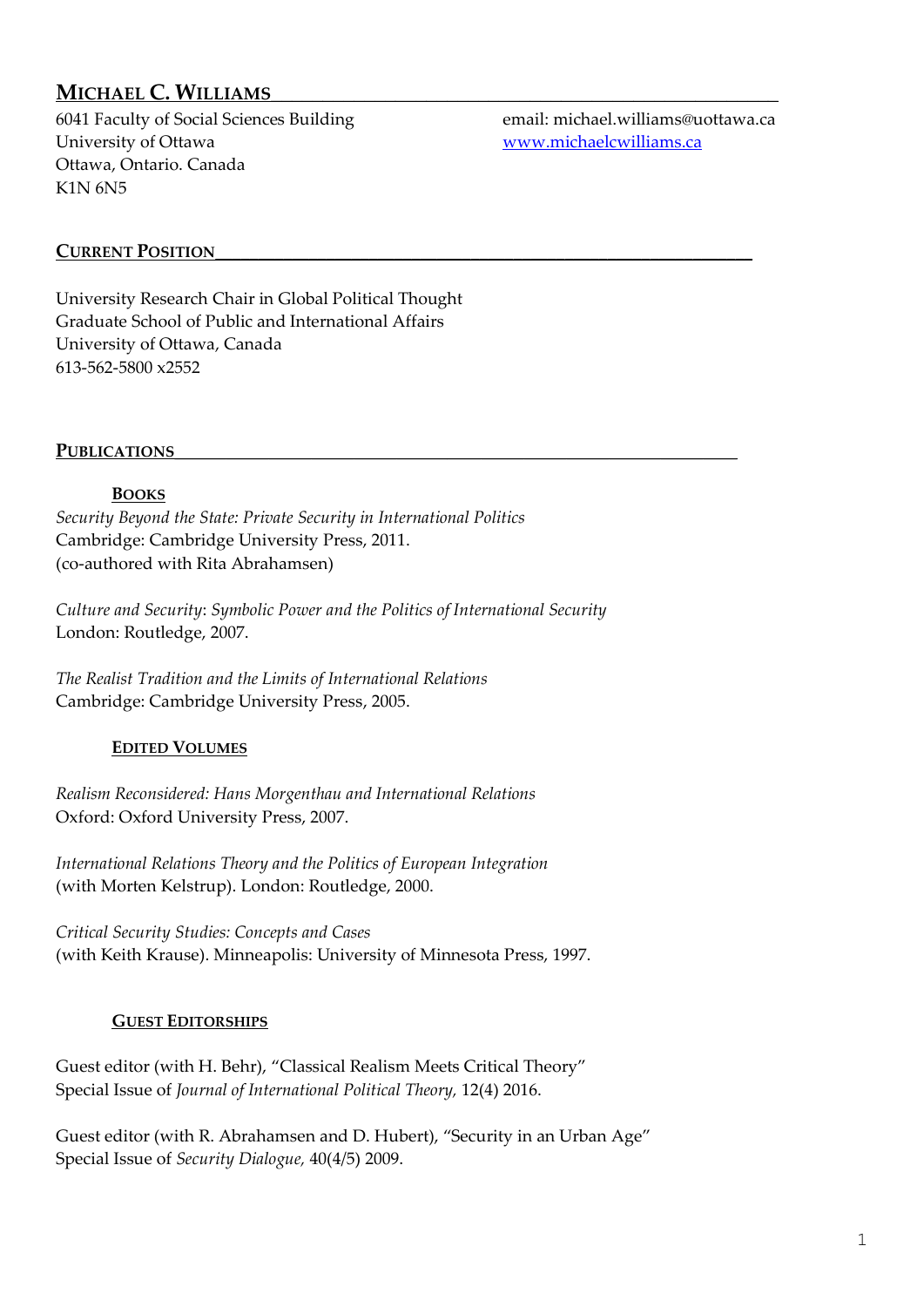# MICHAEL C. WILLIAMS

6041 Faculty of Social Sciences Building
University of Ottawa
Ottawa, Ontario. Canada
K1N 6N5

email: michael.williams@uottawa.ca
www.michaelcwilliams.ca

## CURRENT POSITION

University Research Chair in Global Political Thought
Graduate School of Public and International Affairs
University of Ottawa, Canada
613-562-5800 x2552

## PUBLICATIONS

### BOOKS

*Security Beyond the State: Private Security in International Politics*
Cambridge: Cambridge University Press, 2011.
(co-authored with Rita Abrahamsen)

*Culture and Security*: *Symbolic Power and the Politics of International Security*
London: Routledge, 2007.

*The Realist Tradition and the Limits of International Relations*
Cambridge: Cambridge University Press, 2005.

### EDITED VOLUMES

*Realism Reconsidered: Hans Morgenthau and International Relations*
Oxford: Oxford University Press, 2007.

*International Relations Theory and the Politics of European Integration*
(with Morten Kelstrup). London: Routledge, 2000.

*Critical Security Studies: Concepts and Cases*
(with Keith Krause). Minneapolis: University of Minnesota Press, 1997.

### GUEST EDITORSHIPS

Guest editor (with H. Behr), "Classical Realism Meets Critical Theory"
Special Issue of *Journal of International Political Theory,* 12(4) 2016.

Guest editor (with R. Abrahamsen and D. Hubert), "Security in an Urban Age"
Special Issue of *Security Dialogue,* 40(4/5) 2009.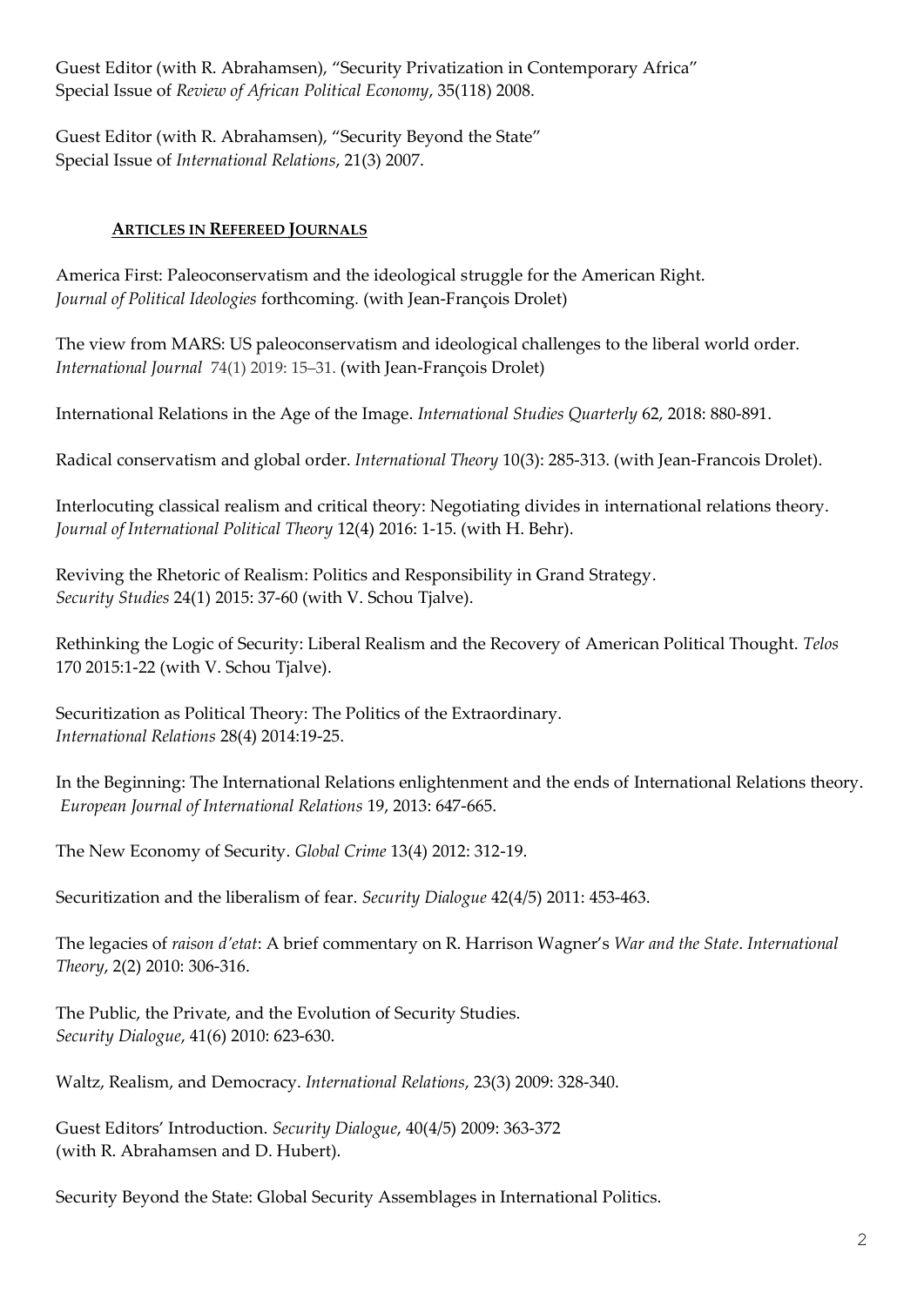Guest Editor (with R. Abrahamsen), "Security Privatization in Contemporary Africa"
Special Issue of *Review of African Political Economy*, 35(118) 2008.

Guest Editor (with R. Abrahamsen), "Security Beyond the State"
Special Issue of *International Relations*, 21(3) 2007.

## ARTICLES IN REFEREED JOURNALS

America First: Paleoconservatism and the ideological struggle for the American Right.
*Journal of Political Ideologies* forthcoming. (with Jean-François Drolet)

The view from MARS: US paleoconservatism and ideological challenges to the liberal world order.
*International Journal* 74(1) 2019: 15–31. (with Jean-François Drolet)

International Relations in the Age of the Image. *International Studies Quarterly* 62, 2018: 880-891.

Radical conservatism and global order. *International Theory* 10(3): 285-313. (with Jean-Francois Drolet).

Interlocuting classical realism and critical theory: Negotiating divides in international relations theory.
*Journal of International Political Theory* 12(4) 2016: 1-15. (with H. Behr).

Reviving the Rhetoric of Realism: Politics and Responsibility in Grand Strategy.
*Security Studies* 24(1) 2015: 37-60 (with V. Schou Tjalve).

Rethinking the Logic of Security: Liberal Realism and the Recovery of American Political Thought. *Telos* 170 2015:1-22 (with V. Schou Tjalve).

Securitization as Political Theory: The Politics of the Extraordinary.
*International Relations* 28(4) 2014:19-25.

In the Beginning: The International Relations enlightenment and the ends of International Relations theory.
*European Journal of International Relations* 19, 2013: 647-665.

The New Economy of Security. *Global Crime* 13(4) 2012: 312-19.

Securitization and the liberalism of fear. *Security Dialogue* 42(4/5) 2011: 453-463.

The legacies of *raison d'etat*: A brief commentary on R. Harrison Wagner's *War and the State*. *International Theory*, 2(2) 2010: 306-316.

The Public, the Private, and the Evolution of Security Studies.
*Security Dialogue*, 41(6) 2010: 623-630.

Waltz, Realism, and Democracy. *International Relations*, 23(3) 2009: 328-340.

Guest Editors' Introduction. *Security Dialogue*, 40(4/5) 2009: 363-372
(with R. Abrahamsen and D. Hubert).

Security Beyond the State: Global Security Assemblages in International Politics.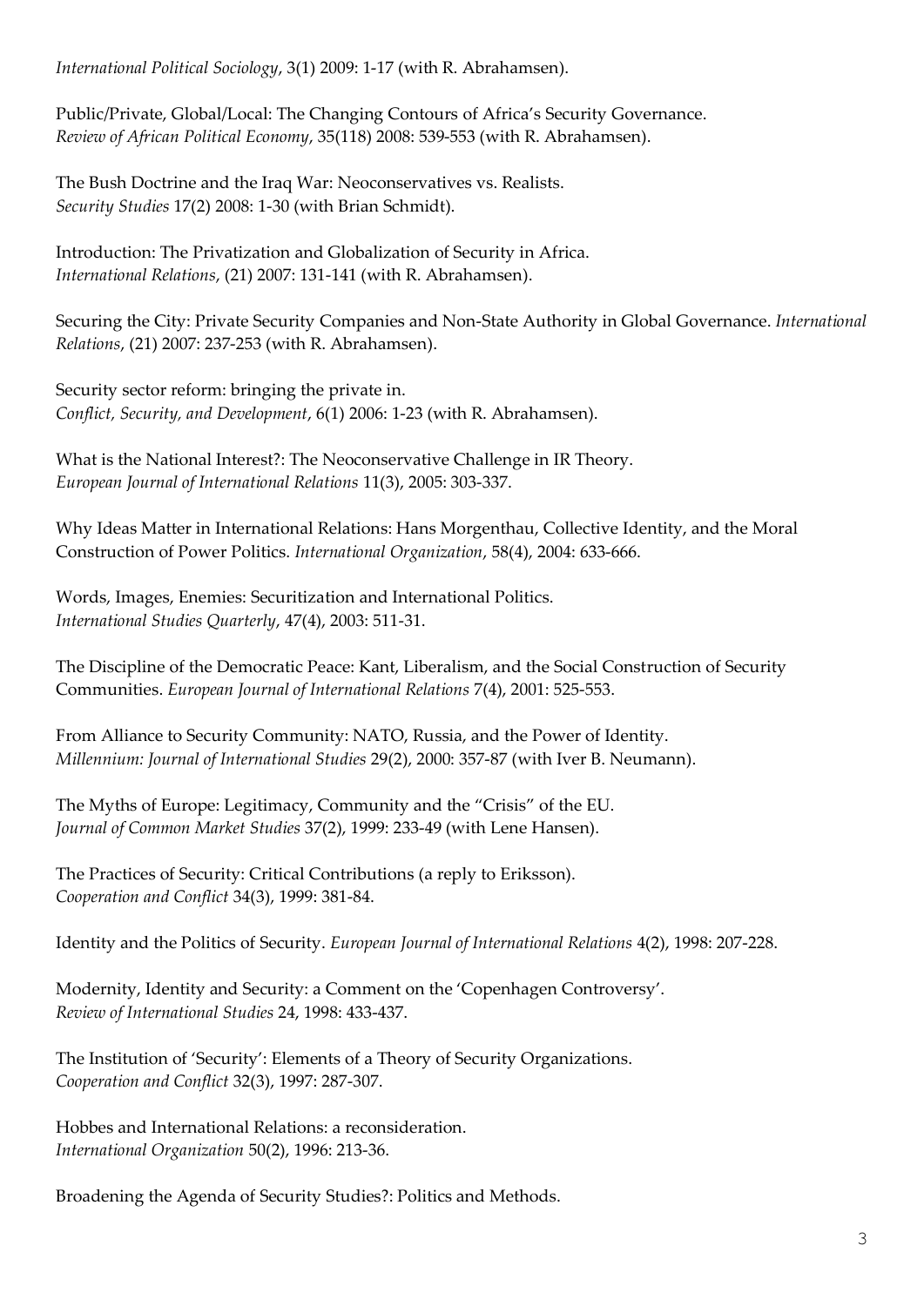*International Political Sociology*, 3(1) 2009: 1-17 (with R. Abrahamsen).

Public/Private, Global/Local: The Changing Contours of Africa's Security Governance. *Review of African Political Economy*, 35(118) 2008: 539-553 (with R. Abrahamsen).

The Bush Doctrine and the Iraq War: Neoconservatives vs. Realists. *Security Studies* 17(2) 2008: 1-30 (with Brian Schmidt).

Introduction: The Privatization and Globalization of Security in Africa. *International Relations*, (21) 2007: 131-141 (with R. Abrahamsen).

Securing the City: Private Security Companies and Non-State Authority in Global Governance. *International Relations*, (21) 2007: 237-253 (with R. Abrahamsen).

Security sector reform: bringing the private in. *Conflict, Security, and Development*, 6(1) 2006: 1-23 (with R. Abrahamsen).

What is the National Interest?: The Neoconservative Challenge in IR Theory. *European Journal of International Relations* 11(3), 2005: 303-337.

Why Ideas Matter in International Relations: Hans Morgenthau, Collective Identity, and the Moral Construction of Power Politics. *International Organization*, 58(4), 2004: 633-666.

Words, Images, Enemies: Securitization and International Politics. *International Studies Quarterly*, 47(4), 2003: 511-31.

The Discipline of the Democratic Peace: Kant, Liberalism, and the Social Construction of Security Communities. *European Journal of International Relations* 7(4), 2001: 525-553.

From Alliance to Security Community: NATO, Russia, and the Power of Identity. *Millennium: Journal of International Studies* 29(2), 2000: 357-87 (with Iver B. Neumann).

The Myths of Europe: Legitimacy, Community and the "Crisis" of the EU. *Journal of Common Market Studies* 37(2), 1999: 233-49 (with Lene Hansen).

The Practices of Security: Critical Contributions (a reply to Eriksson). *Cooperation and Conflict* 34(3), 1999: 381-84.

Identity and the Politics of Security. *European Journal of International Relations* 4(2), 1998: 207-228.

Modernity, Identity and Security: a Comment on the 'Copenhagen Controversy'. *Review of International Studies* 24, 1998: 433-437.

The Institution of 'Security': Elements of a Theory of Security Organizations. *Cooperation and Conflict* 32(3), 1997: 287-307.

Hobbes and International Relations: a reconsideration. *International Organization* 50(2), 1996: 213-36.

Broadening the Agenda of Security Studies?: Politics and Methods.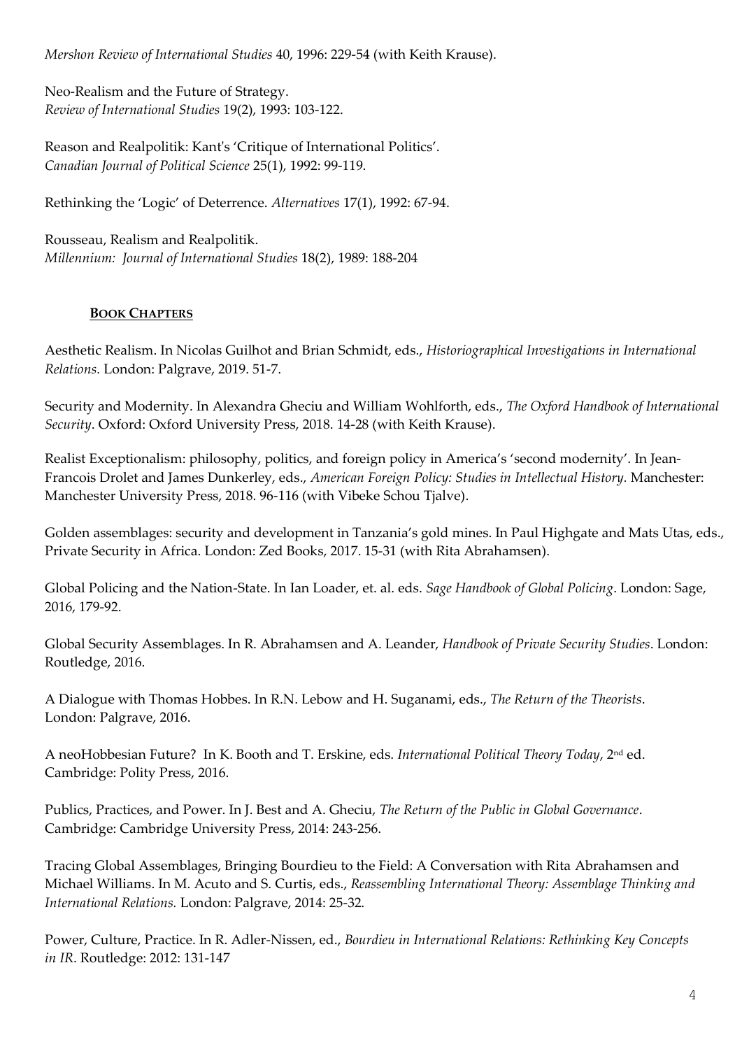*Mershon Review of International Studies* 40, 1996: 229-54 (with Keith Krause).

Neo-Realism and the Future of Strategy.
*Review of International Studies* 19(2), 1993: 103-122.

Reason and Realpolitik: Kant's 'Critique of International Politics'.
*Canadian Journal of Political Science* 25(1), 1992: 99-119.

Rethinking the 'Logic' of Deterrence. *Alternatives* 17(1), 1992: 67-94.

Rousseau, Realism and Realpolitik.
*Millennium: Journal of International Studies* 18(2), 1989: 188-204

## BOOK CHAPTERS

Aesthetic Realism. In Nicolas Guilhot and Brian Schmidt, eds., *Historiographical Investigations in International Relations.* London: Palgrave, 2019. 51-7.

Security and Modernity. In Alexandra Gheciu and William Wohlforth, eds., *The Oxford Handbook of International Security*. Oxford: Oxford University Press, 2018. 14-28 (with Keith Krause).

Realist Exceptionalism: philosophy, politics, and foreign policy in America's 'second modernity'. In Jean-Francois Drolet and James Dunkerley, eds., *American Foreign Policy: Studies in Intellectual History.* Manchester: Manchester University Press, 2018. 96-116 (with Vibeke Schou Tjalve).

Golden assemblages: security and development in Tanzania's gold mines. In Paul Highgate and Mats Utas, eds., Private Security in Africa. London: Zed Books, 2017. 15-31 (with Rita Abrahamsen).

Global Policing and the Nation-State. In Ian Loader, et. al. eds. *Sage Handbook of Global Policing*. London: Sage, 2016, 179-92.

Global Security Assemblages. In R. Abrahamsen and A. Leander, *Handbook of Private Security Studies*. London: Routledge, 2016.

A Dialogue with Thomas Hobbes. In R.N. Lebow and H. Suganami, eds., *The Return of the Theorists*. London: Palgrave, 2016.

A neoHobbesian Future? In K. Booth and T. Erskine, eds. *International Political Theory Today*, 2nd ed. Cambridge: Polity Press, 2016.

Publics, Practices, and Power. In J. Best and A. Gheciu, *The Return of the Public in Global Governance*. Cambridge: Cambridge University Press, 2014: 243-256.

Tracing Global Assemblages, Bringing Bourdieu to the Field: A Conversation with Rita Abrahamsen and Michael Williams. In M. Acuto and S. Curtis, eds., *Reassembling International Theory: Assemblage Thinking and International Relations.* London: Palgrave, 2014: 25-32.

Power, Culture, Practice. In R. Adler-Nissen, ed., *Bourdieu in International Relations: Rethinking Key Concepts in IR*. Routledge: 2012: 131-147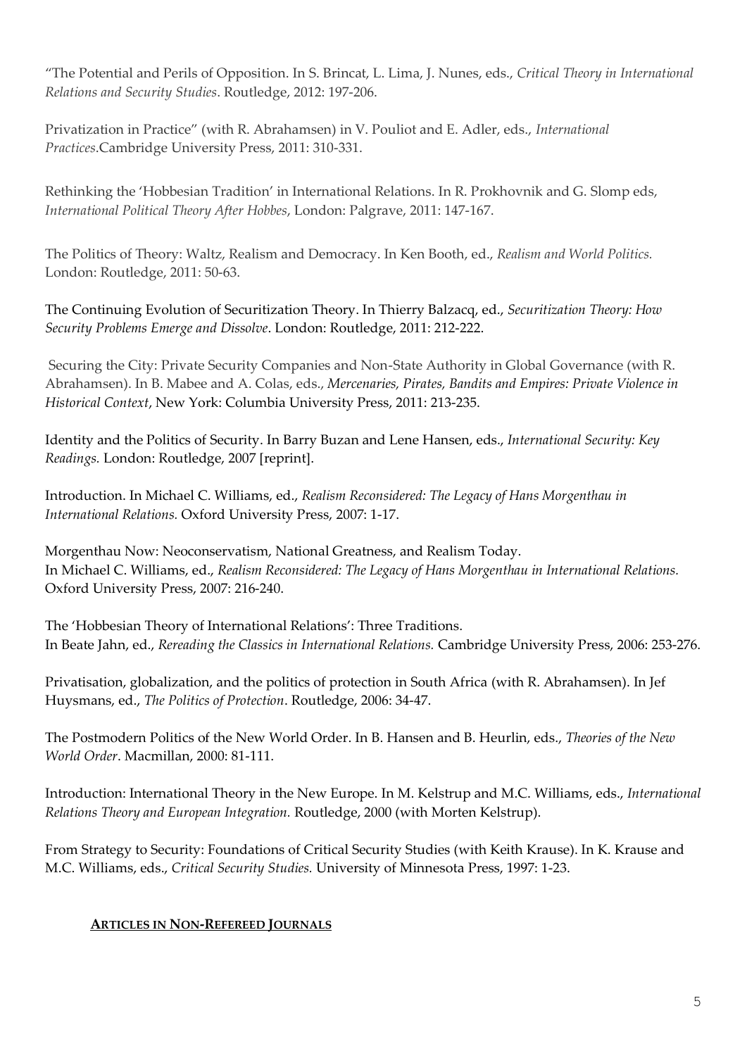"The Potential and Perils of Opposition. In S. Brincat, L. Lima, J. Nunes, eds., *Critical Theory in International Relations and Security Studies*. Routledge, 2012: 197-206.

Privatization in Practice" (with R. Abrahamsen) in V. Pouliot and E. Adler, eds., *International Practices*.Cambridge University Press, 2011: 310-331.

Rethinking the 'Hobbesian Tradition' in International Relations. In R. Prokhovnik and G. Slomp eds, *International Political Theory After Hobbes*, London: Palgrave, 2011: 147-167.

The Politics of Theory: Waltz, Realism and Democracy. In Ken Booth, ed., *Realism and World Politics.* London: Routledge, 2011: 50-63.

The Continuing Evolution of Securitization Theory. In Thierry Balzacq, ed., *Securitization Theory: How Security Problems Emerge and Dissolve*. London: Routledge, 2011: 212-222.

Securing the City: Private Security Companies and Non-State Authority in Global Governance (with R. Abrahamsen). In B. Mabee and A. Colas, eds., *Mercenaries, Pirates, Bandits and Empires: Private Violence in Historical Context*, New York: Columbia University Press, 2011: 213-235.

Identity and the Politics of Security. In Barry Buzan and Lene Hansen, eds., *International Security: Key Readings.* London: Routledge, 2007 [reprint].

Introduction. In Michael C. Williams, ed., *Realism Reconsidered: The Legacy of Hans Morgenthau in International Relations.* Oxford University Press, 2007: 1-17.

Morgenthau Now: Neoconservatism, National Greatness, and Realism Today.
In Michael C. Williams, ed., *Realism Reconsidered: The Legacy of Hans Morgenthau in International Relations.* Oxford University Press, 2007: 216-240.

The 'Hobbesian Theory of International Relations': Three Traditions.
In Beate Jahn, ed., *Rereading the Classics in International Relations.* Cambridge University Press, 2006: 253-276.

Privatisation, globalization, and the politics of protection in South Africa (with R. Abrahamsen). In Jef Huysmans, ed., *The Politics of Protection*. Routledge, 2006: 34-47.

The Postmodern Politics of the New World Order. In B. Hansen and B. Heurlin, eds., *Theories of the New World Order*. Macmillan, 2000: 81-111.

Introduction: International Theory in the New Europe. In M. Kelstrup and M.C. Williams, eds., *International Relations Theory and European Integration.* Routledge, 2000 (with Morten Kelstrup).

From Strategy to Security: Foundations of Critical Security Studies (with Keith Krause). In K. Krause and M.C. Williams, eds., *Critical Security Studies.* University of Minnesota Press, 1997: 1-23.

## **ARTICLES IN NON-REFEREED JOURNALS**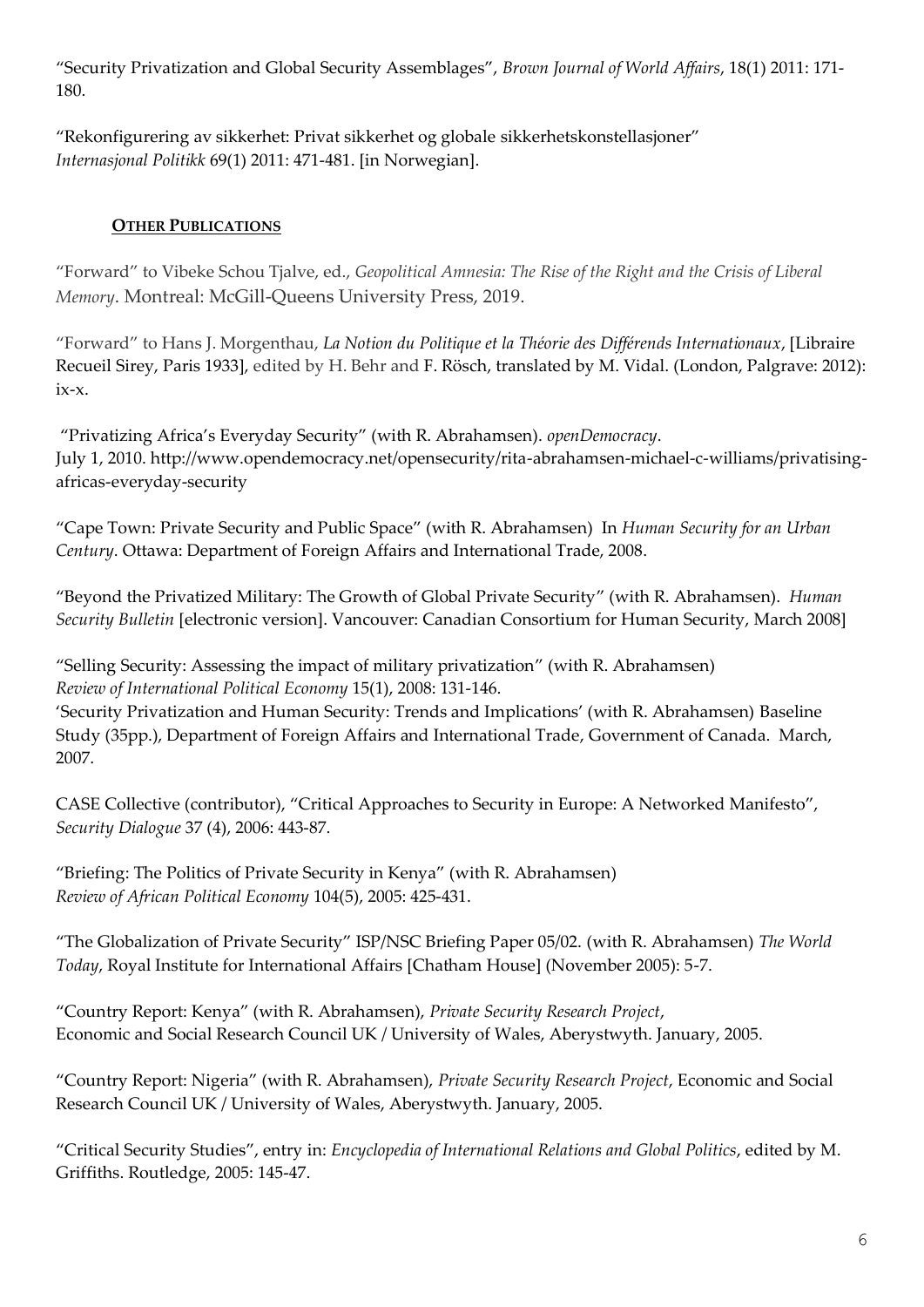"Security Privatization and Global Security Assemblages", *Brown Journal of World Affairs*, 18(1) 2011: 171-180.

"Rekonfigurering av sikkerhet: Privat sikkerhet og globale sikkerhetskonstellasjoner" *Internasjonal Politikk* 69(1) 2011: 471-481. [in Norwegian].

## **OTHER PUBLICATIONS**

"Forward" to Vibeke Schou Tjalve, ed., *Geopolitical Amnesia: The Rise of the Right and the Crisis of Liberal Memory*. Montreal: McGill-Queens University Press, 2019.

"Forward" to Hans J. Morgenthau, *La Notion du Politique et la Théorie des Différends Internationaux*, [Libraire Recueil Sirey, Paris 1933], edited by H. Behr and F. Rösch, translated by M. Vidal. (London, Palgrave: 2012): ix-x.

"Privatizing Africa's Everyday Security" (with R. Abrahamsen). *openDemocracy*. July 1, 2010. http://www.opendemocracy.net/opensecurity/rita-abrahamsen-michael-c-williams/privatising-africas-everyday-security

"Cape Town: Private Security and Public Space" (with R. Abrahamsen) In *Human Security for an Urban Century*. Ottawa: Department of Foreign Affairs and International Trade, 2008.

"Beyond the Privatized Military: The Growth of Global Private Security" (with R. Abrahamsen). *Human Security Bulletin* [electronic version]. Vancouver: Canadian Consortium for Human Security, March 2008]

"Selling Security: Assessing the impact of military privatization" (with R. Abrahamsen) *Review of International Political Economy* 15(1), 2008: 131-146.
'Security Privatization and Human Security: Trends and Implications' (with R. Abrahamsen) Baseline Study (35pp.), Department of Foreign Affairs and International Trade, Government of Canada. March, 2007.

CASE Collective (contributor), "Critical Approaches to Security in Europe: A Networked Manifesto", *Security Dialogue* 37 (4), 2006: 443-87.

"Briefing: The Politics of Private Security in Kenya" (with R. Abrahamsen) *Review of African Political Economy* 104(5), 2005: 425-431.

"The Globalization of Private Security" ISP/NSC Briefing Paper 05/02. (with R. Abrahamsen) *The World Today*, Royal Institute for International Affairs [Chatham House] (November 2005): 5-7.

"Country Report: Kenya" (with R. Abrahamsen), *Private Security Research Project*, Economic and Social Research Council UK / University of Wales, Aberystwyth. January, 2005.

"Country Report: Nigeria" (with R. Abrahamsen), *Private Security Research Project*, Economic and Social Research Council UK / University of Wales, Aberystwyth. January, 2005.

"Critical Security Studies", entry in: *Encyclopedia of International Relations and Global Politics*, edited by M. Griffiths. Routledge, 2005: 145-47.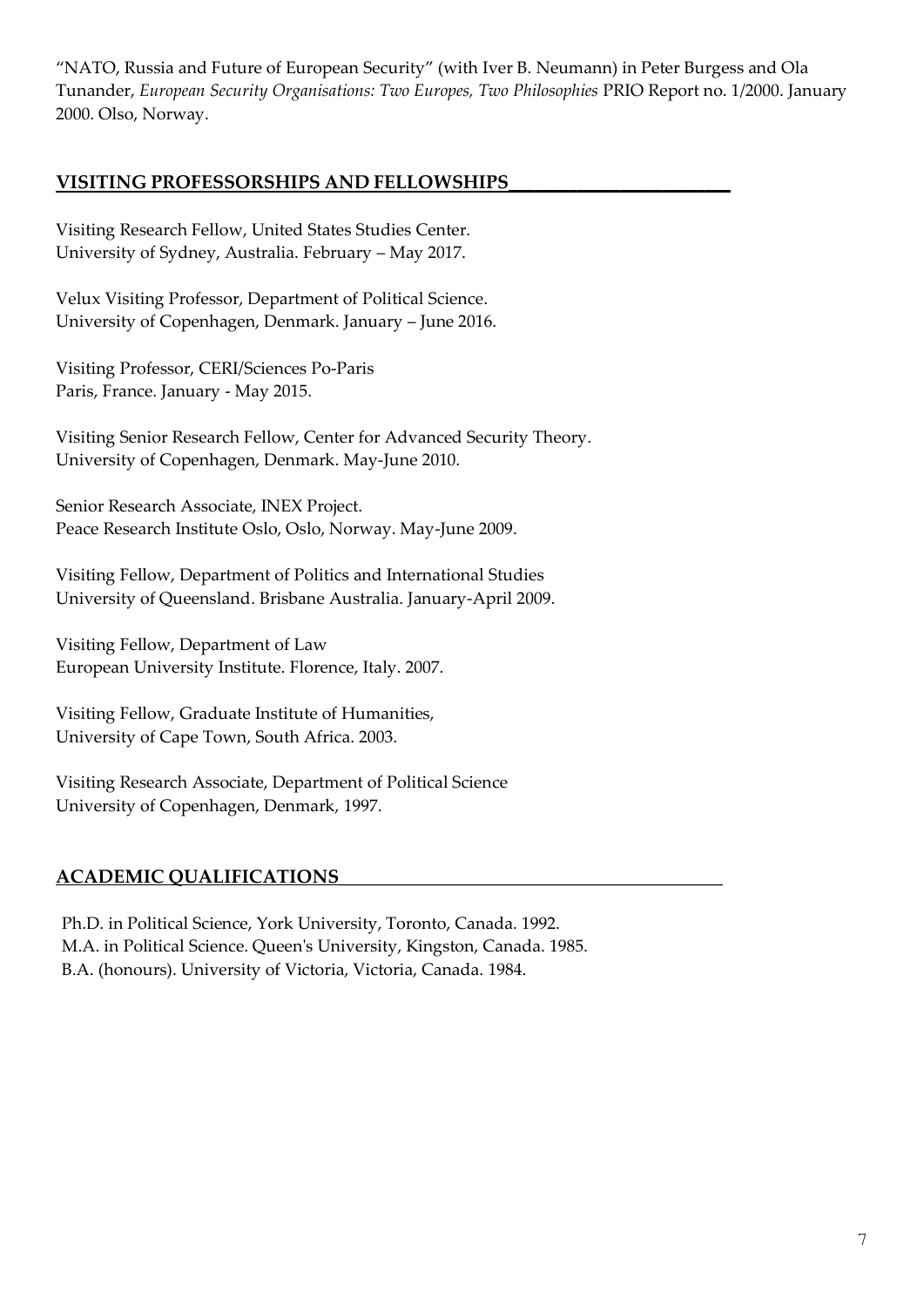"NATO, Russia and Future of European Security" (with Iver B. Neumann) in Peter Burgess and Ola Tunander, *European Security Organisations: Two Europes, Two Philosophies* PRIO Report no. 1/2000. January 2000. Olso, Norway.

## VISITING PROFESSORSHIPS AND FELLOWSHIPS

Visiting Research Fellow, United States Studies Center.
University of Sydney, Australia. February – May 2017.

Velux Visiting Professor, Department of Political Science.
University of Copenhagen, Denmark. January – June 2016.

Visiting Professor, CERI/Sciences Po-Paris
Paris, France. January - May 2015.

Visiting Senior Research Fellow, Center for Advanced Security Theory.
University of Copenhagen, Denmark. May-June 2010.

Senior Research Associate, INEX Project.
Peace Research Institute Oslo, Oslo, Norway. May-June 2009.

Visiting Fellow, Department of Politics and International Studies
University of Queensland. Brisbane Australia. January-April 2009.

Visiting Fellow, Department of Law
European University Institute. Florence, Italy. 2007.

Visiting Fellow, Graduate Institute of Humanities,
University of Cape Town, South Africa. 2003.

Visiting Research Associate, Department of Political Science
University of Copenhagen, Denmark, 1997.

## ACADEMIC QUALIFICATIONS

Ph.D. in Political Science, York University, Toronto, Canada. 1992.
M.A. in Political Science. Queen's University, Kingston, Canada. 1985.
B.A. (honours). University of Victoria, Victoria, Canada. 1984.